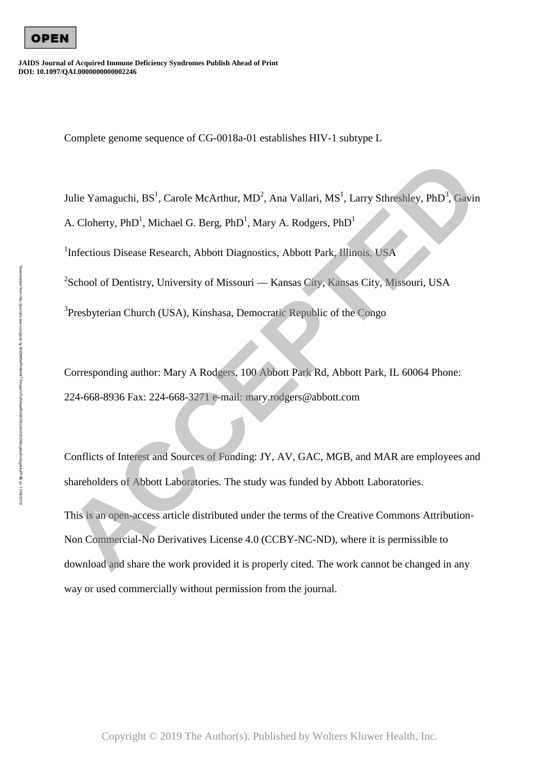# Complete genome sequence of CG-0018a-01 establishes HIV-1 subtype L

Julie Yamaguchi, BS[1], Carole McArthur, MD[2], Ana Vallari, MS[1], Larry Sthreshley, PhD[3], Gavin A. Cloherty, PhD[1], Michael G. Berg, PhD[1], Mary A. Rodgers, PhD[1]

[1]Infectious Disease Research, Abbott Diagnostics, Abbott Park, Illinois, USA

[2]School of Dentistry, University of Missouri — Kansas City, Kansas City, Missouri, USA

[3]Presbyterian Church (USA), Kinshasa, Democratic Republic of the Congo

Corresponding author: Mary A Rodgers, 100 Abbott Park Rd, Abbott Park, IL 60064 Phone: 224-668-8936 Fax: 224-668-3271 e-mail: mary.rodgers@abbott.com

Conflicts of Interest and Sources of Funding: JY, AV, GAC, MGB, and MAR are employees and shareholders of Abbott Laboratories. The study was funded by Abbott Laboratories.

This is an open-access article distributed under the terms of the Creative Commons Attribution-Non Commercial-No Derivatives License 4.0 (CCBY-NC-ND), where it is permissible to download and share the work provided it is properly cited. The work cannot be changed in any way or used commercially without permission from the journal.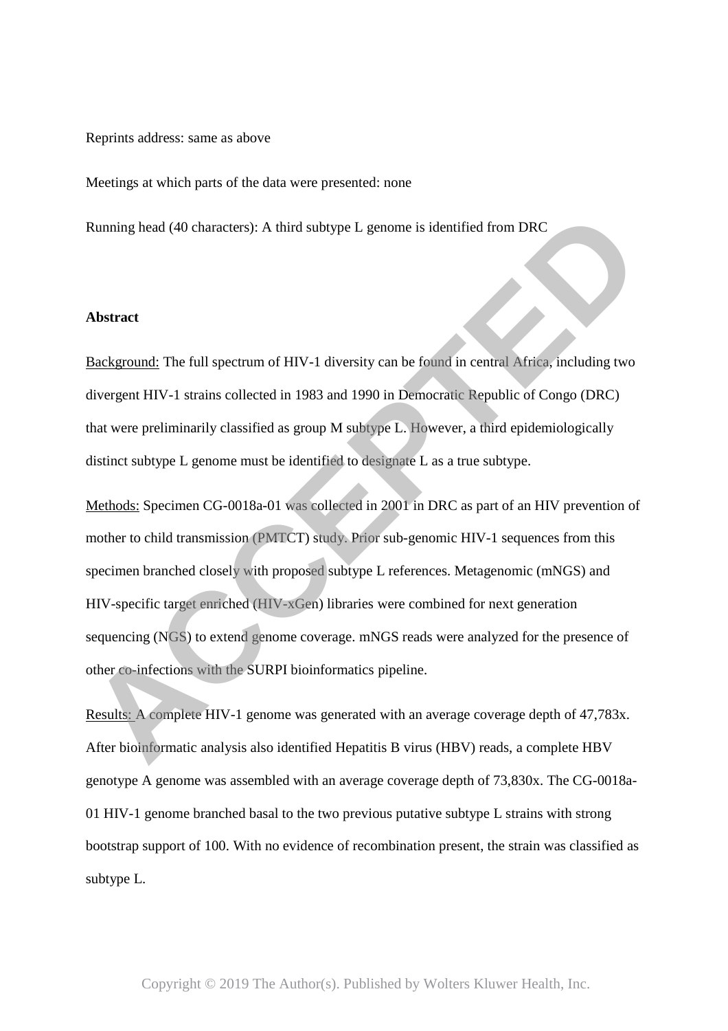Reprints address: same as above

Meetings at which parts of the data were presented: none

Running head (40 characters): A third subtype L genome is identified from DRC

**Abstract**

Background: The full spectrum of HIV-1 diversity can be found in central Africa, including two divergent HIV-1 strains collected in 1983 and 1990 in Democratic Republic of Congo (DRC) that were preliminarily classified as group M subtype L. However, a third epidemiologically distinct subtype L genome must be identified to designate L as a true subtype.

Methods: Specimen CG-0018a-01 was collected in 2001 in DRC as part of an HIV prevention of mother to child transmission (PMTCT) study. Prior sub-genomic HIV-1 sequences from this specimen branched closely with proposed subtype L references. Metagenomic (mNGS) and HIV-specific target enriched (HIV-xGen) libraries were combined for next generation sequencing (NGS) to extend genome coverage. mNGS reads were analyzed for the presence of other co-infections with the SURPI bioinformatics pipeline.

Results: A complete HIV-1 genome was generated with an average coverage depth of 47,783x. After bioinformatic analysis also identified Hepatitis B virus (HBV) reads, a complete HBV genotype A genome was assembled with an average coverage depth of 73,830x. The CG-0018a-01 HIV-1 genome branched basal to the two previous putative subtype L strains with strong bootstrap support of 100. With no evidence of recombination present, the strain was classified as subtype L.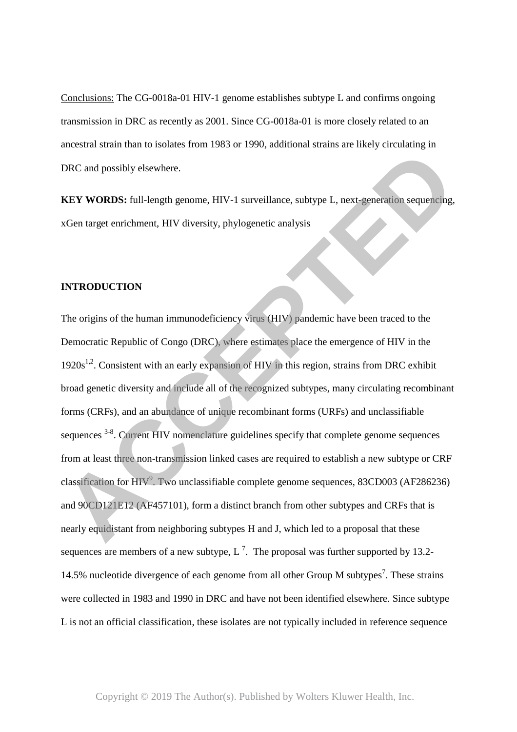Conclusions: The CG-0018a-01 HIV-1 genome establishes subtype L and confirms ongoing transmission in DRC as recently as 2001. Since CG-0018a-01 is more closely related to an ancestral strain than to isolates from 1983 or 1990, additional strains are likely circulating in DRC and possibly elsewhere.

**KEY WORDS:** full-length genome, HIV-1 surveillance, subtype L, next-generation sequencing, xGen target enrichment, HIV diversity, phylogenetic analysis

## INTRODUCTION

The origins of the human immunodeficiency virus (HIV) pandemic have been traced to the Democratic Republic of Congo (DRC), where estimates place the emergence of HIV in the 1920s[1,2]. Consistent with an early expansion of HIV in this region, strains from DRC exhibit broad genetic diversity and include all of the recognized subtypes, many circulating recombinant forms (CRFs), and an abundance of unique recombinant forms (URFs) and unclassifiable sequences [3-8]. Current HIV nomenclature guidelines specify that complete genome sequences from at least three non-transmission linked cases are required to establish a new subtype or CRF classification for HIV[9]. Two unclassifiable complete genome sequences, 83CD003 (AF286236) and 90CD121E12 (AF457101), form a distinct branch from other subtypes and CRFs that is nearly equidistant from neighboring subtypes H and J, which led to a proposal that these sequences are members of a new subtype, L [7]. The proposal was further supported by 13.2-14.5% nucleotide divergence of each genome from all other Group M subtypes[7]. These strains were collected in 1983 and 1990 in DRC and have not been identified elsewhere. Since subtype L is not an official classification, these isolates are not typically included in reference sequence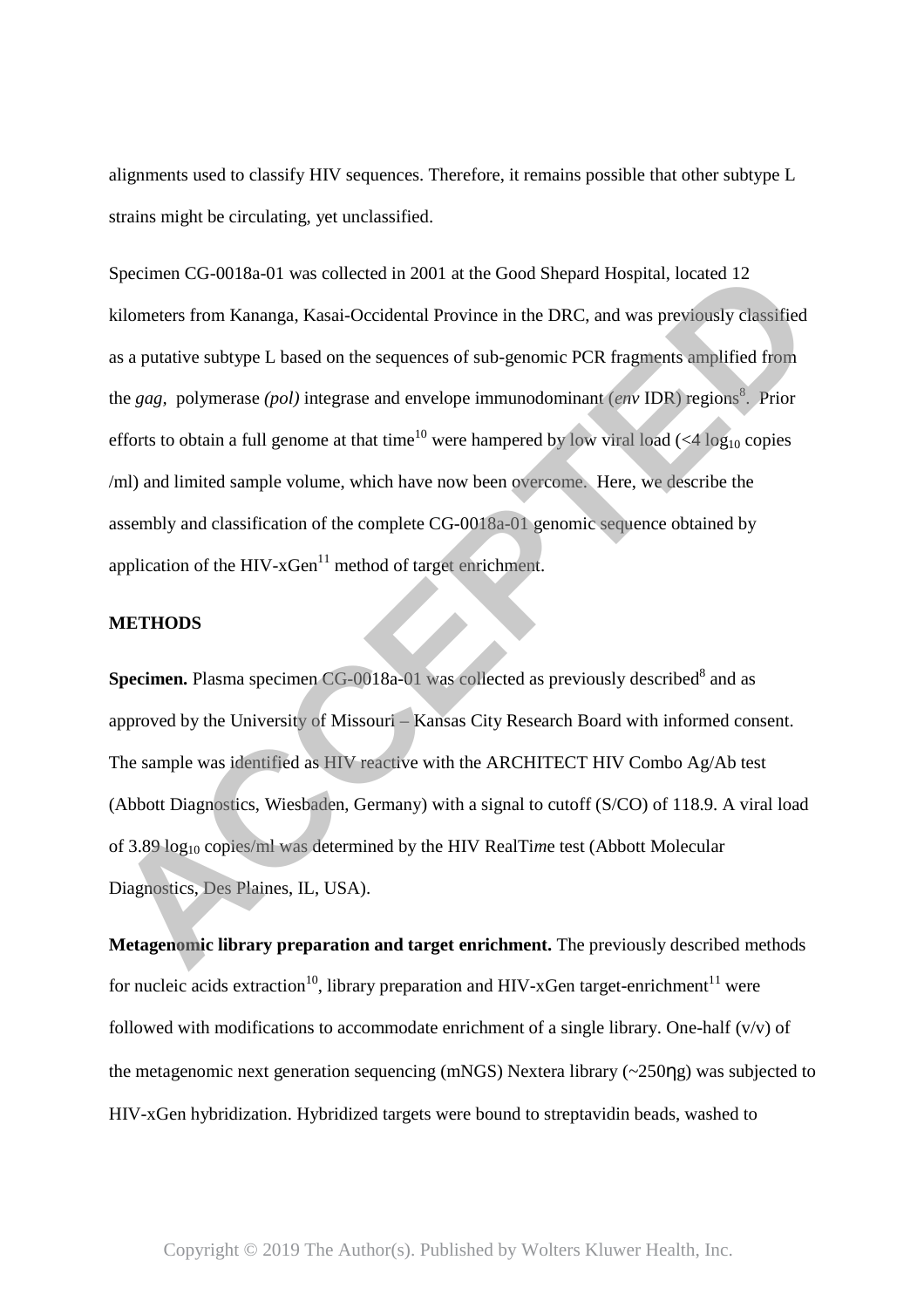alignments used to classify HIV sequences. Therefore, it remains possible that other subtype L strains might be circulating, yet unclassified.

Specimen CG-0018a-01 was collected in 2001 at the Good Shepard Hospital, located 12 kilometers from Kananga, Kasai-Occidental Province in the DRC, and was previously classified as a putative subtype L based on the sequences of sub-genomic PCR fragments amplified from the *gag*, polymerase *(pol)* integrase and envelope immunodominant (*env* IDR) regions[8]. Prior efforts to obtain a full genome at that time[10] were hampered by low viral load (<4 $\log_{10}$ copies /ml) and limited sample volume, which have now been overcome. Here, we describe the assembly and classification of the complete CG-0018a-01 genomic sequence obtained by application of the HIV-xGen[11] method of target enrichment.

## METHODS

**Specimen.** Plasma specimen CG-0018a-01 was collected as previously described[8] and as approved by the University of Missouri – Kansas City Research Board with informed consent. The sample was identified as HIV reactive with the ARCHITECT HIV Combo Ag/Ab test (Abbott Diagnostics, Wiesbaden, Germany) with a signal to cutoff (S/CO) of 118.9. A viral load of 3.89 $\log_{10}$ copies/ml was determined by the HIV RealTi*m*e test (Abbott Molecular Diagnostics, Des Plaines, IL, USA).

**Metagenomic library preparation and target enrichment.** The previously described methods for nucleic acids extraction[10], library preparation and HIV-xGen target-enrichment[11] were followed with modifications to accommodate enrichment of a single library. One-half (v/v) of the metagenomic next generation sequencing (mNGS) Nextera library (~250ηg) was subjected to HIV-xGen hybridization. Hybridized targets were bound to streptavidin beads, washed to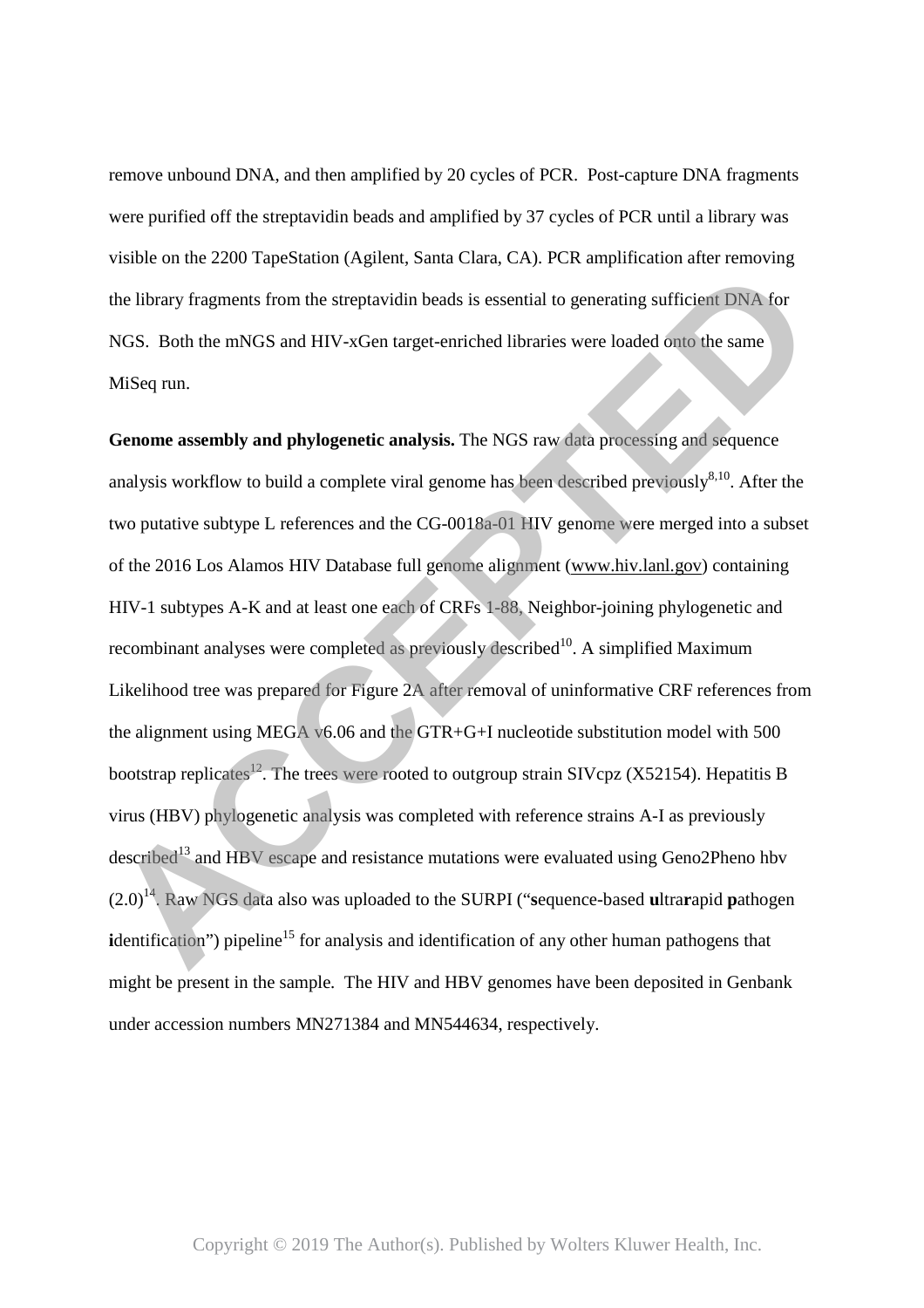remove unbound DNA, and then amplified by 20 cycles of PCR. Post-capture DNA fragments were purified off the streptavidin beads and amplified by 37 cycles of PCR until a library was visible on the 2200 TapeStation (Agilent, Santa Clara, CA). PCR amplification after removing the library fragments from the streptavidin beads is essential to generating sufficient DNA for NGS. Both the mNGS and HIV-xGen target-enriched libraries were loaded onto the same MiSeq run.

**Genome assembly and phylogenetic analysis.** The NGS raw data processing and sequence analysis workflow to build a complete viral genome has been described previously[8,10]. After the two putative subtype L references and the CG-0018a-01 HIV genome were merged into a subset of the 2016 Los Alamos HIV Database full genome alignment (www.hiv.lanl.gov) containing HIV-1 subtypes A-K and at least one each of CRFs 1-88, Neighbor-joining phylogenetic and recombinant analyses were completed as previously described[10]. A simplified Maximum Likelihood tree was prepared for Figure 2A after removal of uninformative CRF references from the alignment using MEGA v6.06 and the GTR+G+I nucleotide substitution model with 500 bootstrap replicates[12]. The trees were rooted to outgroup strain SIVcpz (X52154). Hepatitis B virus (HBV) phylogenetic analysis was completed with reference strains A-I as previously described[13] and HBV escape and resistance mutations were evaluated using Geno2Pheno hbv (2.0)[14]. Raw NGS data also was uploaded to the SURPI ("**s**equence-based **u**ltra**r**apid **p**athogen **i**dentification") pipeline[15] for analysis and identification of any other human pathogens that might be present in the sample. The HIV and HBV genomes have been deposited in Genbank under accession numbers MN271384 and MN544634, respectively.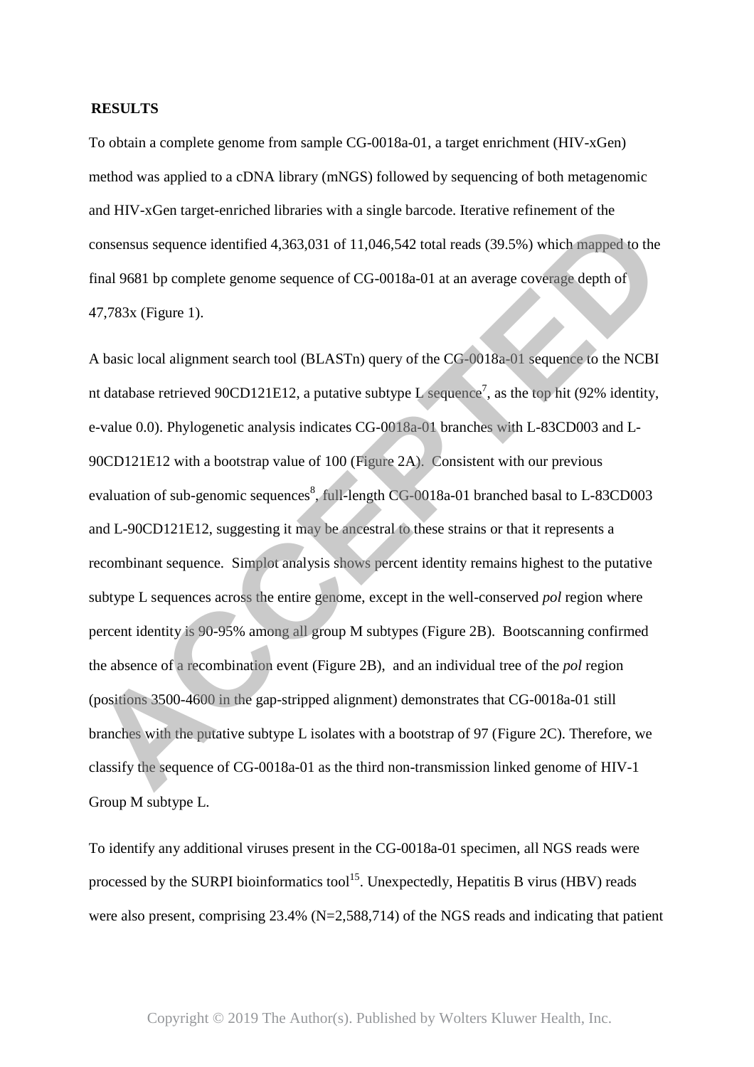## RESULTS

To obtain a complete genome from sample CG-0018a-01, a target enrichment (HIV-xGen) method was applied to a cDNA library (mNGS) followed by sequencing of both metagenomic and HIV-xGen target-enriched libraries with a single barcode. Iterative refinement of the consensus sequence identified 4,363,031 of 11,046,542 total reads (39.5%) which mapped to the final 9681 bp complete genome sequence of CG-0018a-01 at an average coverage depth of 47,783x (Figure 1).

A basic local alignment search tool (BLASTn) query of the CG-0018a-01 sequence to the NCBI nt database retrieved 90CD121E12, a putative subtype L sequence[7], as the top hit (92% identity, e-value 0.0). Phylogenetic analysis indicates CG-0018a-01 branches with L-83CD003 and L-90CD121E12 with a bootstrap value of 100 (Figure 2A). Consistent with our previous evaluation of sub-genomic sequences[8], full-length CG-0018a-01 branched basal to L-83CD003 and L-90CD121E12, suggesting it may be ancestral to these strains or that it represents a recombinant sequence. Simplot analysis shows percent identity remains highest to the putative subtype L sequences across the entire genome, except in the well-conserved *pol* region where percent identity is 90-95% among all group M subtypes (Figure 2B). Bootscanning confirmed the absence of a recombination event (Figure 2B), and an individual tree of the *pol* region (positions 3500-4600 in the gap-stripped alignment) demonstrates that CG-0018a-01 still branches with the putative subtype L isolates with a bootstrap of 97 (Figure 2C). Therefore, we classify the sequence of CG-0018a-01 as the third non-transmission linked genome of HIV-1 Group M subtype L.

To identify any additional viruses present in the CG-0018a-01 specimen, all NGS reads were processed by the SURPI bioinformatics tool[15]. Unexpectedly, Hepatitis B virus (HBV) reads were also present, comprising 23.4% (N=2,588,714) of the NGS reads and indicating that patient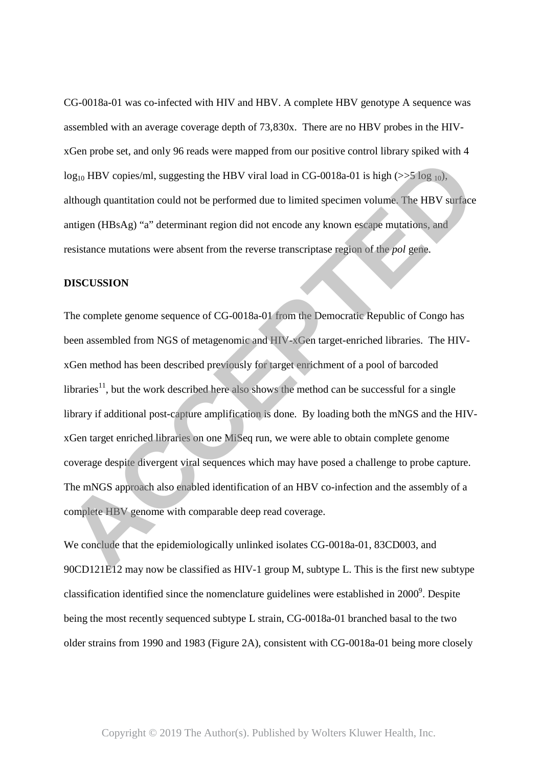CG-0018a-01 was co-infected with HIV and HBV. A complete HBV genotype A sequence was assembled with an average coverage depth of 73,830x. There are no HBV probes in the HIV-xGen probe set, and only 96 reads were mapped from our positive control library spiked with 4 $\log_{10}$ HBV copies/ml, suggesting the HBV viral load in CG-0018a-01 is high (>>5 $\log_{10}$), although quantitation could not be performed due to limited specimen volume. The HBV surface antigen (HBsAg) "a" determinant region did not encode any known escape mutations, and resistance mutations were absent from the reverse transcriptase region of the *pol* gene.

## DISCUSSION

The complete genome sequence of CG-0018a-01 from the Democratic Republic of Congo has been assembled from NGS of metagenomic and HIV-xGen target-enriched libraries. The HIV-xGen method has been described previously for target enrichment of a pool of barcoded libraries[11], but the work described here also shows the method can be successful for a single library if additional post-capture amplification is done. By loading both the mNGS and the HIV-xGen target enriched libraries on one MiSeq run, we were able to obtain complete genome coverage despite divergent viral sequences which may have posed a challenge to probe capture. The mNGS approach also enabled identification of an HBV co-infection and the assembly of a complete HBV genome with comparable deep read coverage.

We conclude that the epidemiologically unlinked isolates CG-0018a-01, 83CD003, and 90CD121E12 may now be classified as HIV-1 group M, subtype L. This is the first new subtype classification identified since the nomenclature guidelines were established in 2000[9]. Despite being the most recently sequenced subtype L strain, CG-0018a-01 branched basal to the two older strains from 1990 and 1983 (Figure 2A), consistent with CG-0018a-01 being more closely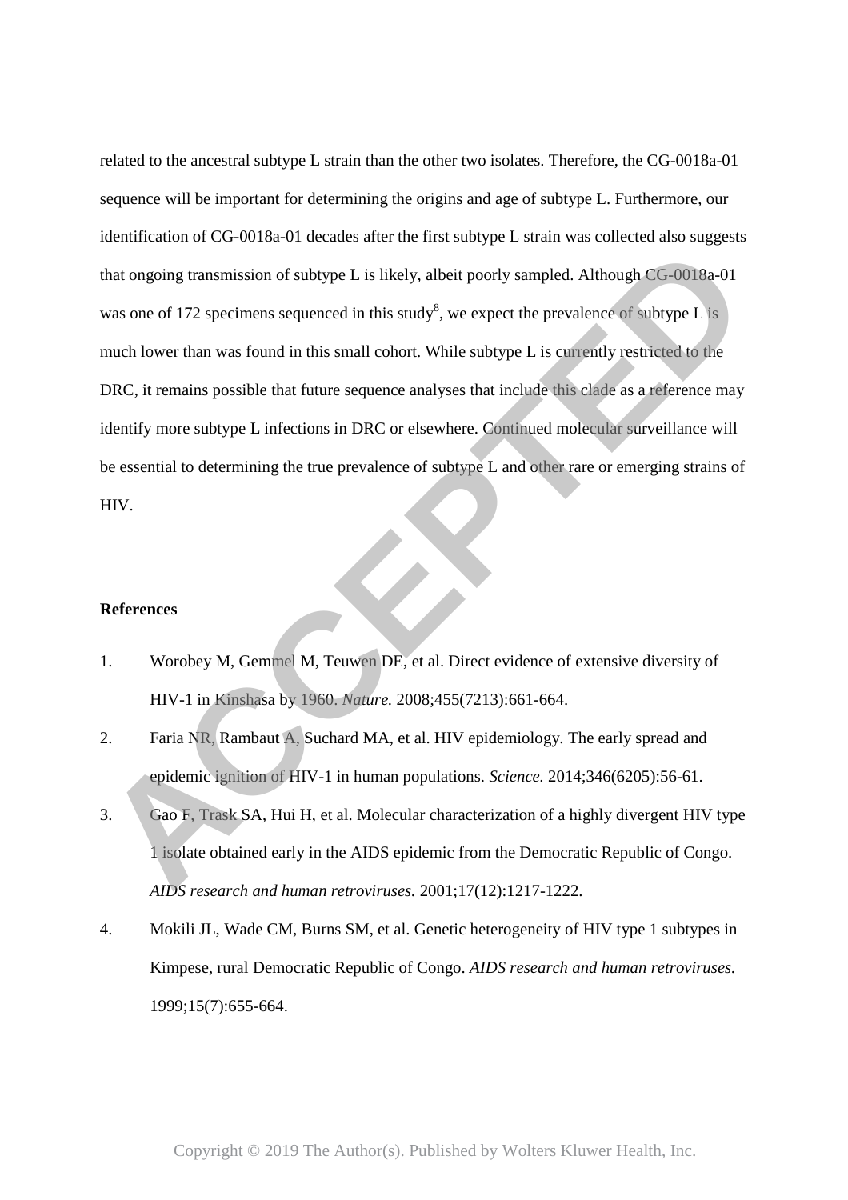related to the ancestral subtype L strain than the other two isolates. Therefore, the CG-0018a-01 sequence will be important for determining the origins and age of subtype L. Furthermore, our identification of CG-0018a-01 decades after the first subtype L strain was collected also suggests that ongoing transmission of subtype L is likely, albeit poorly sampled. Although CG-0018a-01 was one of 172 specimens sequenced in this study[8], we expect the prevalence of subtype L is much lower than was found in this small cohort. While subtype L is currently restricted to the DRC, it remains possible that future sequence analyses that include this clade as a reference may identify more subtype L infections in DRC or elsewhere. Continued molecular surveillance will be essential to determining the true prevalence of subtype L and other rare or emerging strains of HIV.

## References

1. Worobey M, Gemmel M, Teuwen DE, et al. Direct evidence of extensive diversity of HIV-1 in Kinshasa by 1960. *Nature.* 2008;455(7213):661-664.
2. Faria NR, Rambaut A, Suchard MA, et al. HIV epidemiology. The early spread and epidemic ignition of HIV-1 in human populations. *Science.* 2014;346(6205):56-61.
3. Gao F, Trask SA, Hui H, et al. Molecular characterization of a highly divergent HIV type 1 isolate obtained early in the AIDS epidemic from the Democratic Republic of Congo. *AIDS research and human retroviruses.* 2001;17(12):1217-1222.
4. Mokili JL, Wade CM, Burns SM, et al. Genetic heterogeneity of HIV type 1 subtypes in Kimpese, rural Democratic Republic of Congo. *AIDS research and human retroviruses.* 1999;15(7):655-664.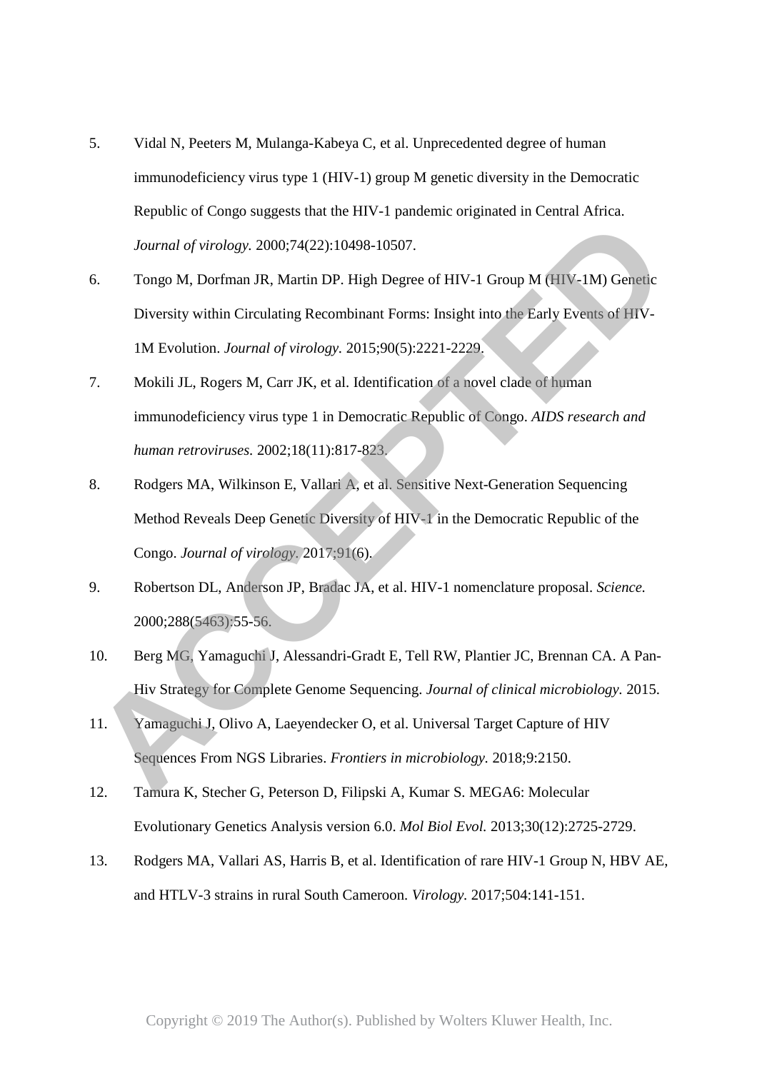5. Vidal N, Peeters M, Mulanga-Kabeya C, et al. Unprecedented degree of human immunodeficiency virus type 1 (HIV-1) group M genetic diversity in the Democratic Republic of Congo suggests that the HIV-1 pandemic originated in Central Africa. *Journal of virology.* 2000;74(22):10498-10507.
6. Tongo M, Dorfman JR, Martin DP. High Degree of HIV-1 Group M (HIV-1M) Genetic Diversity within Circulating Recombinant Forms: Insight into the Early Events of HIV-1M Evolution. *Journal of virology.* 2015;90(5):2221-2229.
7. Mokili JL, Rogers M, Carr JK, et al. Identification of a novel clade of human immunodeficiency virus type 1 in Democratic Republic of Congo. *AIDS research and human retroviruses.* 2002;18(11):817-823.
8. Rodgers MA, Wilkinson E, Vallari A, et al. Sensitive Next-Generation Sequencing Method Reveals Deep Genetic Diversity of HIV-1 in the Democratic Republic of the Congo. *Journal of virology.* 2017;91(6).
9. Robertson DL, Anderson JP, Bradac JA, et al. HIV-1 nomenclature proposal. *Science.* 2000;288(5463):55-56.
10. Berg MG, Yamaguchi J, Alessandri-Gradt E, Tell RW, Plantier JC, Brennan CA. A Pan-Hiv Strategy for Complete Genome Sequencing. *Journal of clinical microbiology.* 2015.
11. Yamaguchi J, Olivo A, Laeyendecker O, et al. Universal Target Capture of HIV Sequences From NGS Libraries. *Frontiers in microbiology.* 2018;9:2150.
12. Tamura K, Stecher G, Peterson D, Filipski A, Kumar S. MEGA6: Molecular Evolutionary Genetics Analysis version 6.0. *Mol Biol Evol.* 2013;30(12):2725-2729.
13. Rodgers MA, Vallari AS, Harris B, et al. Identification of rare HIV-1 Group N, HBV AE, and HTLV-3 strains in rural South Cameroon. *Virology.* 2017;504:141-151.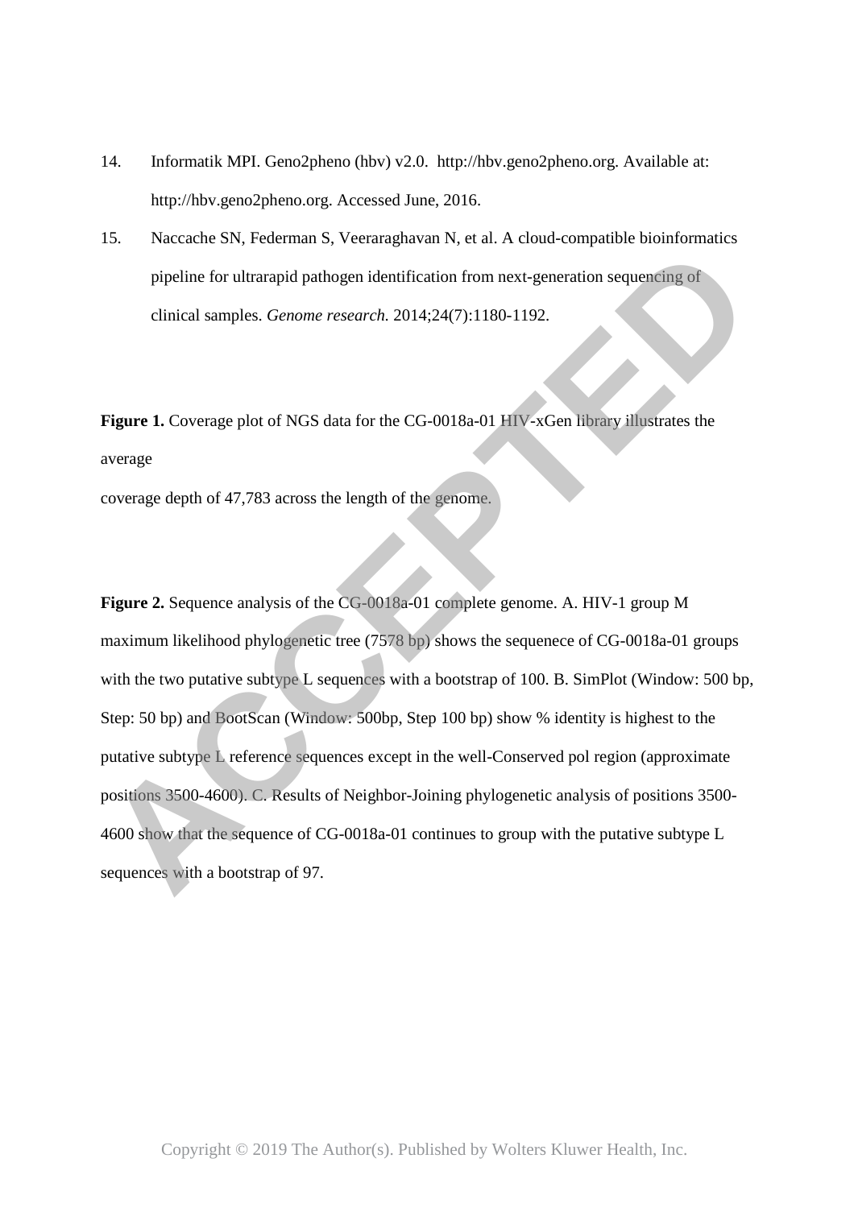14. Informatik MPI. Geno2pheno (hbv) v2.0. http://hbv.geno2pheno.org. Available at: http://hbv.geno2pheno.org. Accessed June, 2016.

15. Naccache SN, Federman S, Veeraraghavan N, et al. A cloud-compatible bioinformatics pipeline for ultrarapid pathogen identification from next-generation sequencing of clinical samples. *Genome research.* 2014;24(7):1180-1192.

**Figure 1.** Coverage plot of NGS data for the CG-0018a-01 HIV-xGen library illustrates the average

coverage depth of 47,783 across the length of the genome.

**Figure 2.** Sequence analysis of the CG-0018a-01 complete genome. A. HIV-1 group M maximum likelihood phylogenetic tree (7578 bp) shows the sequenece of CG-0018a-01 groups with the two putative subtype L sequences with a bootstrap of 100. B. SimPlot (Window: 500 bp, Step: 50 bp) and BootScan (Window: 500bp, Step 100 bp) show % identity is highest to the putative subtype L reference sequences except in the well-Conserved pol region (approximate positions 3500-4600). C. Results of Neighbor-Joining phylogenetic analysis of positions 3500-4600 show that the sequence of CG-0018a-01 continues to group with the putative subtype L sequences with a bootstrap of 97.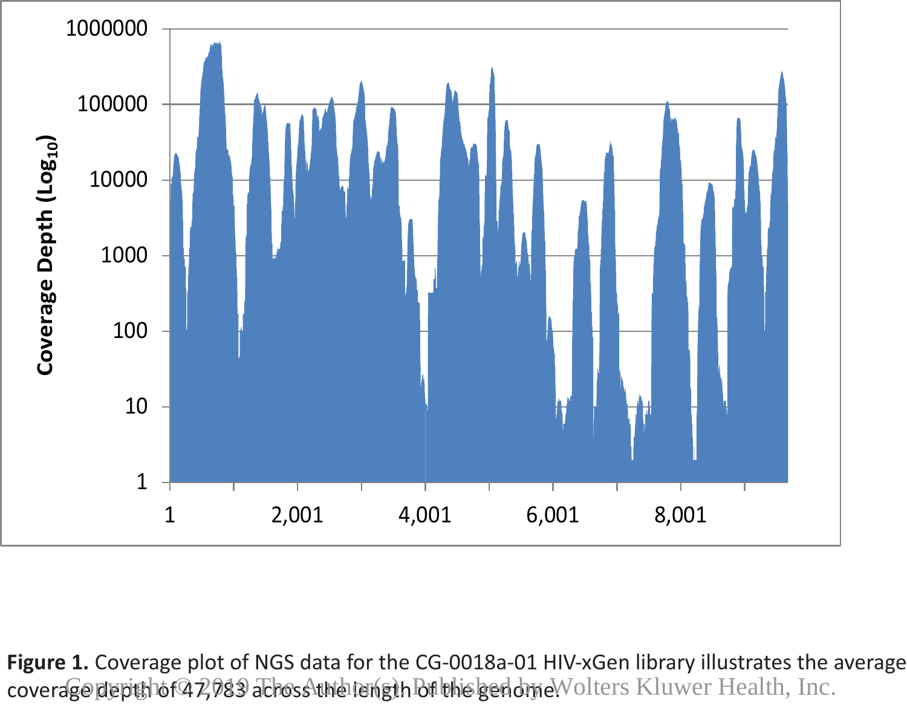**Figure 1.** Coverage plot of NGS data for the CG-0018a-01 HIV-xGen library illustrates the average coverage depth of 47,783 across the length of the genome.

Copyright © 2019 The Author(s). Published by Wolters Kluwer Health, Inc.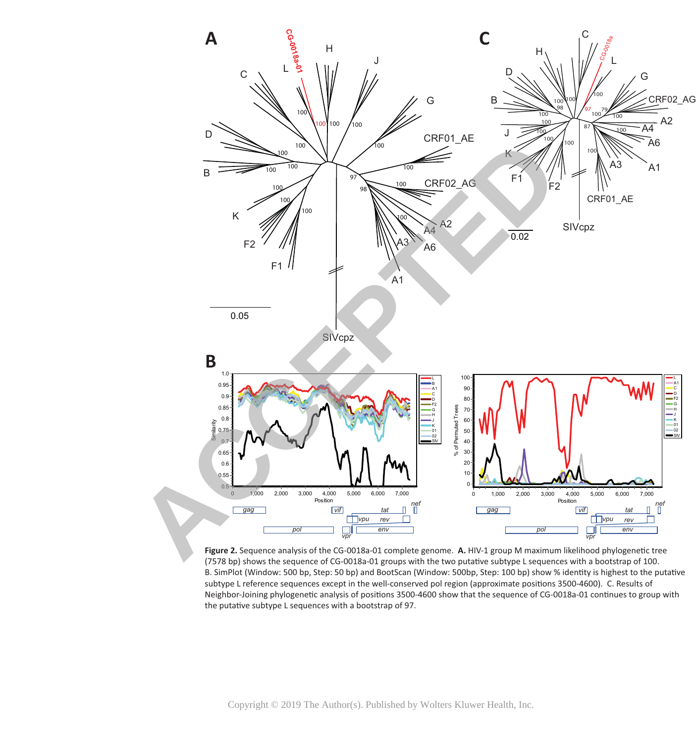A

CG-0018a-01

H

J

L

C

G

D

CRF01_AE

B

CRF02_AG

K

A2

A4

F2

A3

A6

F1

A1

0.05

SIVcpz

C

C

H

CG-0018a

L

D

G

B

CRF02_AG

A2

J

A4

A6

K

A3

A1

F1

F2

CRF01_AE

0.02

SIVcpz

B

Similarity

Position

% of Permuted Trees

Position

gag

vif

tat

nef

vpu

rev

pol

vpr

env

**Figure 2.** Sequence analysis of the CG-0018a-01 complete genome. **A.** HIV-1 group M maximum likelihood phylogenetic tree (7578 bp) shows the sequence of CG-0018a-01 groups with the two putative subtype L sequences with a bootstrap of 100. B. SimPlot (Window: 500 bp, Step: 50 bp) and BootScan (Window: 500bp, Step: 100 bp) show % identity is highest to the putative subtype L reference sequences except in the well-conserved pol region (approximate positions 3500-4600). C. Results of Neighbor-Joining phylogenetic analysis of positions 3500-4600 show that the sequence of CG-0018a-01 continues to group with the putative subtype L sequences with a bootstrap of 97.

Copyright © 2019 The Author(s). Published by Wolters Kluwer Health, Inc.